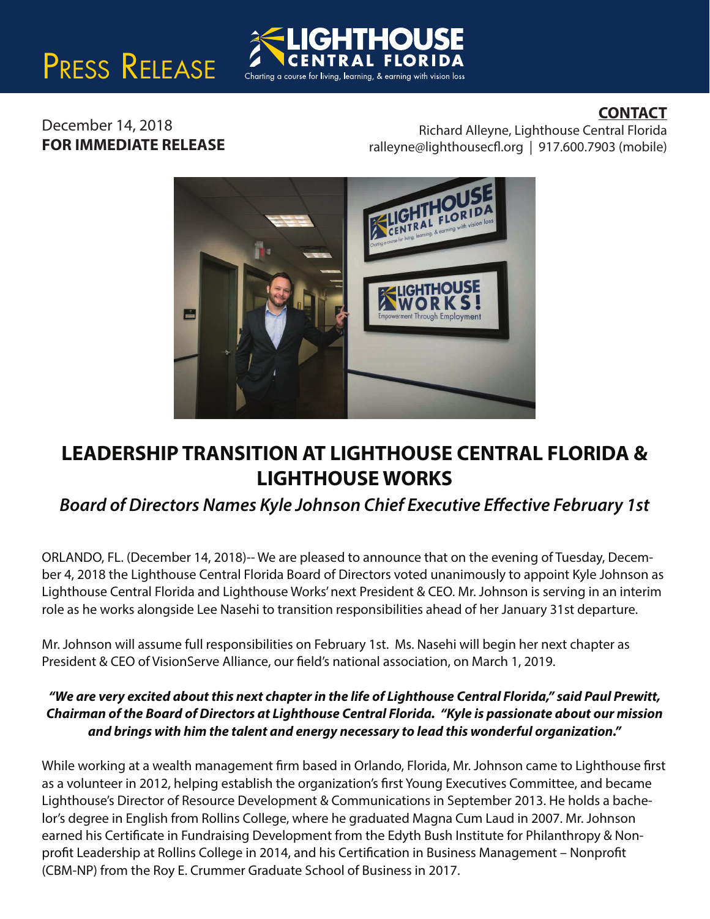PRESS RELEASE

LIGHTHOUSE CENTRAL FLORIDA
Charting a course for living, learning, & earning with vision loss

December 14, 2018
**FOR IMMEDIATE RELEASE**

**CONTACT**
Richard Alleyne, Lighthouse Central Florida
ralleyne@lighthousecfl.org | 917.600.7903 (mobile)

# LEADERSHIP TRANSITION AT LIGHTHOUSE CENTRAL FLORIDA & LIGHTHOUSE WORKS

## *Board of Directors Names Kyle Johnson Chief Executive Effective February 1st*

ORLANDO, FL. (December 14, 2018)-- We are pleased to announce that on the evening of Tuesday, December 4, 2018 the Lighthouse Central Florida Board of Directors voted unanimously to appoint Kyle Johnson as Lighthouse Central Florida and Lighthouse Works' next President & CEO. Mr. Johnson is serving in an interim role as he works alongside Lee Nasehi to transition responsibilities ahead of her January 31st departure.

Mr. Johnson will assume full responsibilities on February 1st. Ms. Nasehi will begin her next chapter as President & CEO of VisionServe Alliance, our field's national association, on March 1, 2019.

***"We are very excited about this next chapter in the life of Lighthouse Central Florida," said Paul Prewitt, Chairman of the Board of Directors at Lighthouse Central Florida. "Kyle is passionate about our mission and brings with him the talent and energy necessary to lead this wonderful organization."***

While working at a wealth management firm based in Orlando, Florida, Mr. Johnson came to Lighthouse first as a volunteer in 2012, helping establish the organization's first Young Executives Committee, and became Lighthouse's Director of Resource Development & Communications in September 2013. He holds a bachelor's degree in English from Rollins College, where he graduated Magna Cum Laud in 2007. Mr. Johnson earned his Certificate in Fundraising Development from the Edyth Bush Institute for Philanthropy & Nonprofit Leadership at Rollins College in 2014, and his Certification in Business Management – Nonprofit (CBM-NP) from the Roy E. Crummer Graduate School of Business in 2017.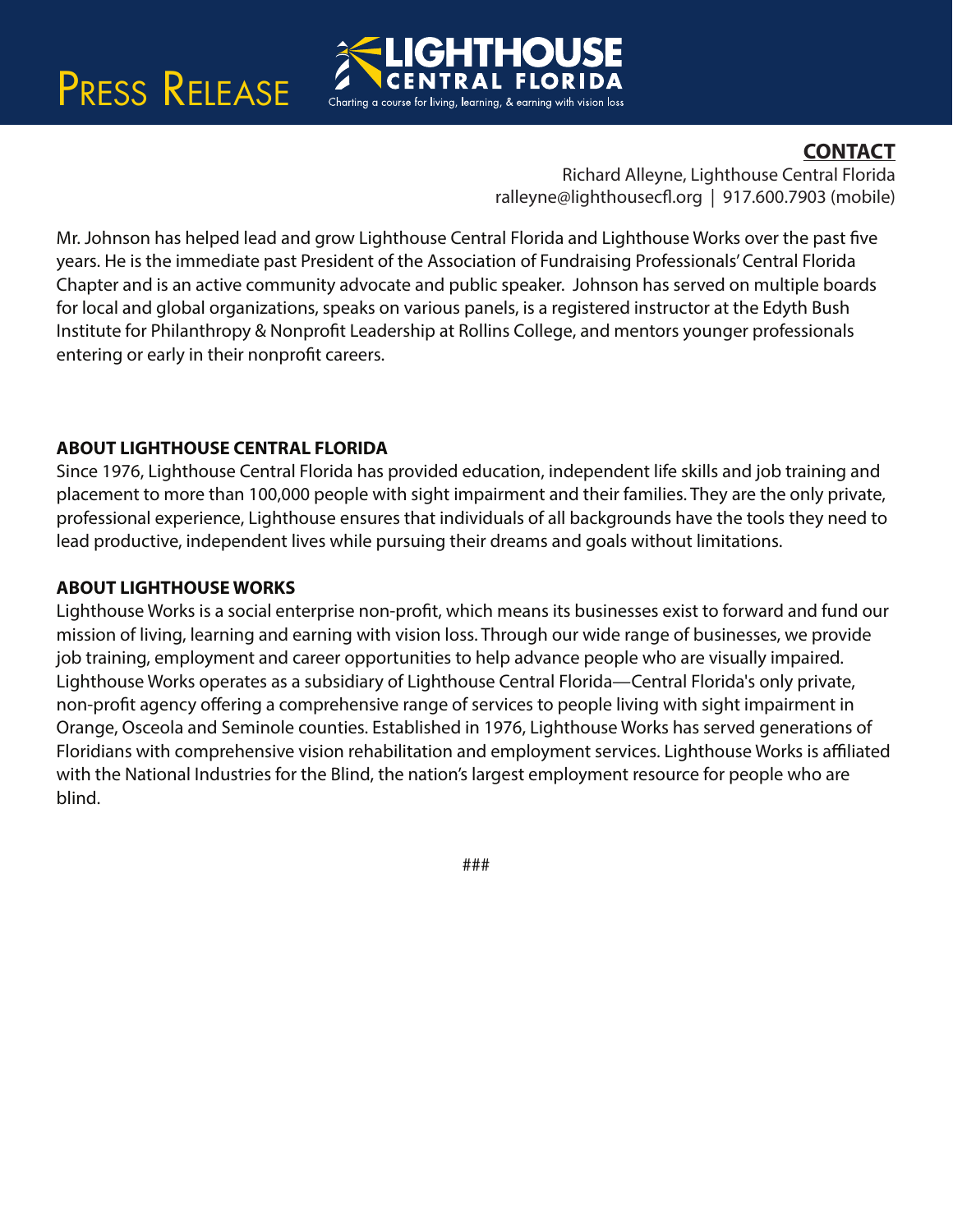Press Release

LIGHTHOUSE CENTRAL FLORIDA

Charting a course for living, learning, & earning with vision loss

**CONTACT**

Richard Alleyne, Lighthouse Central Florida
ralleyne@lighthousecfl.org | 917.600.7903 (mobile)

Mr. Johnson has helped lead and grow Lighthouse Central Florida and Lighthouse Works over the past five years. He is the immediate past President of the Association of Fundraising Professionals' Central Florida Chapter and is an active community advocate and public speaker. Johnson has served on multiple boards for local and global organizations, speaks on various panels, is a registered instructor at the Edyth Bush Institute for Philanthropy & Nonprofit Leadership at Rollins College, and mentors younger professionals entering or early in their nonprofit careers.

**ABOUT LIGHTHOUSE CENTRAL FLORIDA**

Since 1976, Lighthouse Central Florida has provided education, independent life skills and job training and placement to more than 100,000 people with sight impairment and their families. They are the only private, professional experience, Lighthouse ensures that individuals of all backgrounds have the tools they need to lead productive, independent lives while pursuing their dreams and goals without limitations.

**ABOUT LIGHTHOUSE WORKS**

Lighthouse Works is a social enterprise non-profit, which means its businesses exist to forward and fund our mission of living, learning and earning with vision loss. Through our wide range of businesses, we provide job training, employment and career opportunities to help advance people who are visually impaired. Lighthouse Works operates as a subsidiary of Lighthouse Central Florida—Central Florida's only private, non-profit agency offering a comprehensive range of services to people living with sight impairment in Orange, Osceola and Seminole counties. Established in 1976, Lighthouse Works has served generations of Floridians with comprehensive vision rehabilitation and employment services. Lighthouse Works is affiliated with the National Industries for the Blind, the nation's largest employment resource for people who are blind.

###